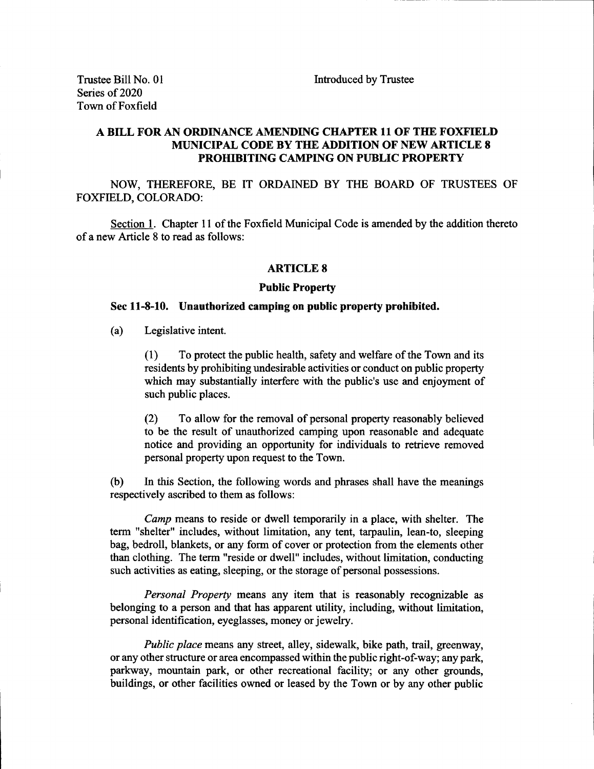Trustee Bill No. 01
Series of 2020
Town of Foxfield

Introduced by Trustee

**A BILL FOR AN ORDINANCE AMENDING CHAPTER 11 OF THE FOXFIELD MUNICIPAL CODE BY THE ADDITION OF NEW ARTICLE 8 PROHIBITING CAMPING ON PUBLIC PROPERTY**

NOW, THEREFORE, BE IT ORDAINED BY THE BOARD OF TRUSTEES OF FOXFIELD, COLORADO:

Section 1. Chapter 11 of the Foxfield Municipal Code is amended by the addition thereto of a new Article 8 to read as follows:

**ARTICLE 8**

**Public Property**

**Sec 11-8-10. Unauthorized camping on public property prohibited.**

(a) Legislative intent.

(1) To protect the public health, safety and welfare of the Town and its residents by prohibiting undesirable activities or conduct on public property which may substantially interfere with the public's use and enjoyment of such public places.

(2) To allow for the removal of personal property reasonably believed to be the result of unauthorized camping upon reasonable and adequate notice and providing an opportunity for individuals to retrieve removed personal property upon request to the Town.

(b) In this Section, the following words and phrases shall have the meanings respectively ascribed to them as follows:

*Camp* means to reside or dwell temporarily in a place, with shelter. The term "shelter" includes, without limitation, any tent, tarpaulin, lean-to, sleeping bag, bedroll, blankets, or any form of cover or protection from the elements other than clothing. The term "reside or dwell" includes, without limitation, conducting such activities as eating, sleeping, or the storage of personal possessions.

*Personal Property* means any item that is reasonably recognizable as belonging to a person and that has apparent utility, including, without limitation, personal identification, eyeglasses, money or jewelry.

*Public place* means any street, alley, sidewalk, bike path, trail, greenway, or any other structure or area encompassed within the public right-of-way; any park, parkway, mountain park, or other recreational facility; or any other grounds, buildings, or other facilities owned or leased by the Town or by any other public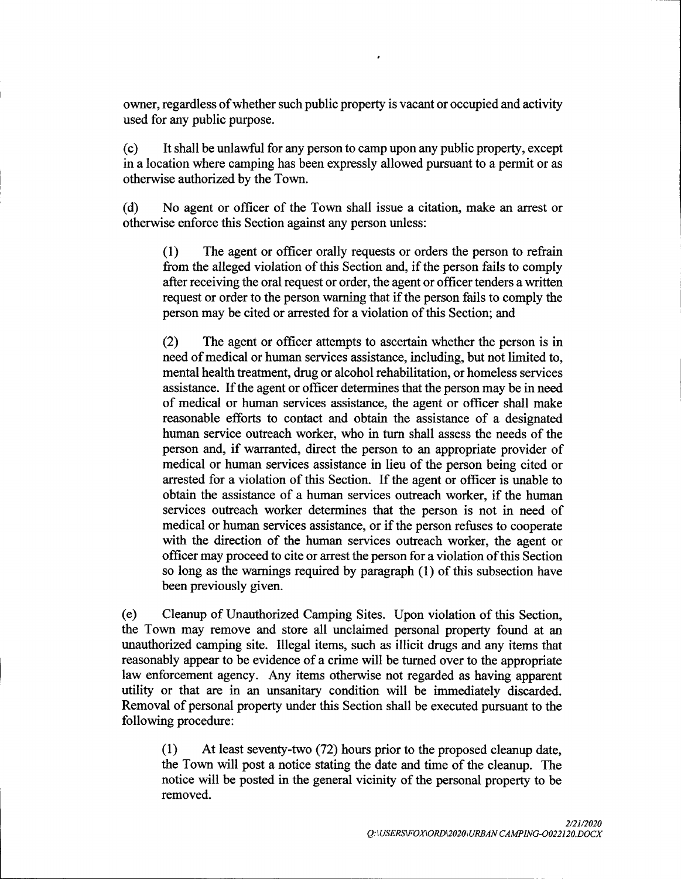owner, regardless of whether such public property is vacant or occupied and activity used for any public purpose.

(c) It shall be unlawful for any person to camp upon any public property, except in a location where camping has been expressly allowed pursuant to a permit or as otherwise authorized by the Town.

(d) No agent or officer of the Town shall issue a citation, make an arrest or otherwise enforce this Section against any person unless:

> (1) The agent or officer orally requests or orders the person to refrain from the alleged violation of this Section and, if the person fails to comply after receiving the oral request or order, the agent or officer tenders a written request or order to the person warning that if the person fails to comply the person may be cited or arrested for a violation of this Section; and
>
> (2) The agent or officer attempts to ascertain whether the person is in need of medical or human services assistance, including, but not limited to, mental health treatment, drug or alcohol rehabilitation, or homeless services assistance. If the agent or officer determines that the person may be in need of medical or human services assistance, the agent or officer shall make reasonable efforts to contact and obtain the assistance of a designated human service outreach worker, who in turn shall assess the needs of the person and, if warranted, direct the person to an appropriate provider of medical or human services assistance in lieu of the person being cited or arrested for a violation of this Section. If the agent or officer is unable to obtain the assistance of a human services outreach worker, if the human services outreach worker determines that the person is not in need of medical or human services assistance, or if the person refuses to cooperate with the direction of the human services outreach worker, the agent or officer may proceed to cite or arrest the person for a violation of this Section so long as the warnings required by paragraph (1) of this subsection have been previously given.

(e) Cleanup of Unauthorized Camping Sites. Upon violation of this Section, the Town may remove and store all unclaimed personal property found at an unauthorized camping site. Illegal items, such as illicit drugs and any items that reasonably appear to be evidence of a crime will be turned over to the appropriate law enforcement agency. Any items otherwise not regarded as having apparent utility or that are in an unsanitary condition will be immediately discarded. Removal of personal property under this Section shall be executed pursuant to the following procedure:

> (1) At least seventy-two (72) hours prior to the proposed cleanup date, the Town will post a notice stating the date and time of the cleanup. The notice will be posted in the general vicinity of the personal property to be removed.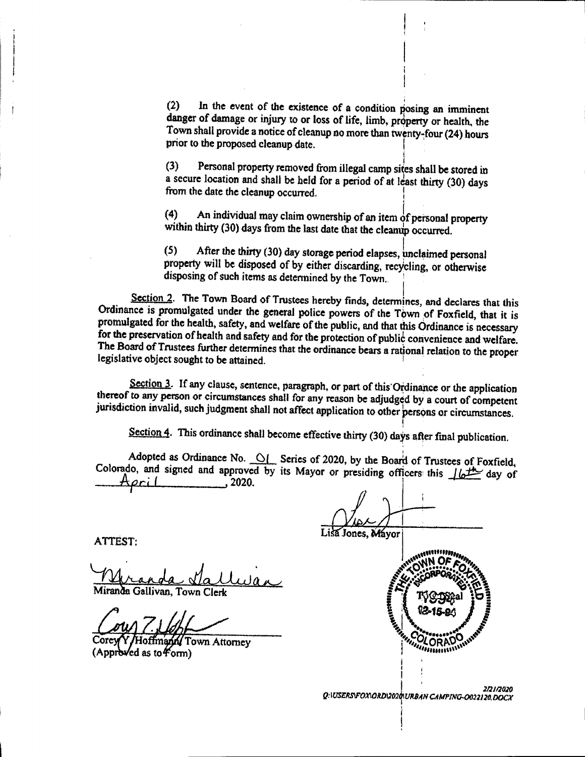(2) In the event of the existence of a condition posing an imminent danger of damage or injury to or loss of life, limb, property or health, the Town shall provide a notice of cleanup no more than twenty-four (24) hours prior to the proposed cleanup date.

(3) Personal property removed from illegal camp sites shall be stored in a secure location and shall be held for a period of at least thirty (30) days from the date the cleanup occurred.

(4) An individual may claim ownership of an item of personal property within thirty (30) days from the last date that the cleanup occurred.

(5) After the thirty (30) day storage period elapses, unclaimed personal property will be disposed of by either discarding, recycling, or otherwise disposing of such items as determined by the Town.

Section 2. The Town Board of Trustees hereby finds, determines, and declares that this Ordinance is promulgated under the general police powers of the Town of Foxfield, that it is promulgated for the health, safety, and welfare of the public, and that this Ordinance is necessary for the preservation of health and safety and for the protection of public convenience and welfare. The Board of Trustees further determines that the ordinance bears a rational relation to the proper legislative object sought to be attained.

Section 3. If any clause, sentence, paragraph, or part of this Ordinance or the application thereof to any person or circumstances shall for any reason be adjudged by a court of competent jurisdiction invalid, such judgment shall not affect application to other persons or circumstances.

Section 4. This ordinance shall become effective thirty (30) days after final publication.

Adopted as Ordinance No. 01 Series of 2020, by the Board of Trustees of Foxfield, Colorado, and signed and approved by its Mayor or presiding officers this 16th day of April, 2020.

Lisa Jones, Mayor

ATTEST:

Miranda Gallivan, Town Clerk

Corey Y. Hoffmann, Town Attorney
(Approved as to Form)

THE TOWN OF FOXFIELD INCORPORATED 12-15-94 COLORADO

2/21/2020
Q:\USERS\FOX\ORD\2020\URBAN CAMPING-O022120.DOCX